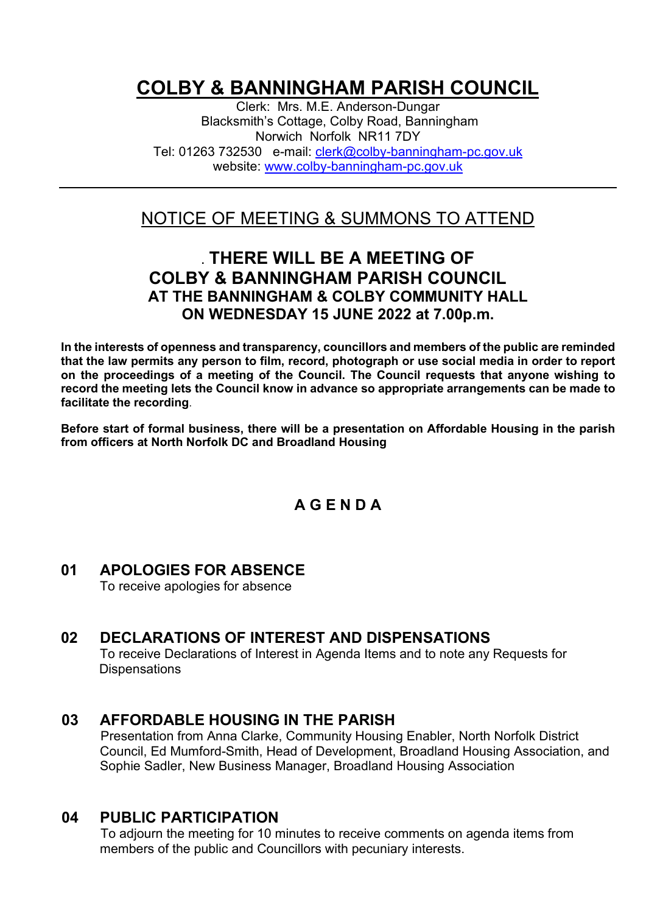# COLBY & BANNINGHAM PARISH COUNCIL

Clerk: Mrs. M.E. Anderson-Dungar
Blacksmith's Cottage, Colby Road, Banningham
Norwich Norfolk NR11 7DY
Tel: 01263 732530 e-mail: clerk@colby-banningham-pc.gov.uk
website: www.colby-banningham-pc.gov.uk

---

## NOTICE OF MEETING & SUMMONS TO ATTEND

### . THERE WILL BE A MEETING OF COLBY & BANNINGHAM PARISH COUNCIL AT THE BANNINGHAM & COLBY COMMUNITY HALL ON WEDNESDAY 15 JUNE 2022 at 7.00p.m.

**In the interests of openness and transparency, councillors and members of the public are reminded that the law permits any person to film, record, photograph or use social media in order to report on the proceedings of a meeting of the Council. The Council requests that anyone wishing to record the meeting lets the Council know in advance so appropriate arrangements can be made to facilitate the recording**.

**Before start of formal business, there will be a presentation on Affordable Housing in the parish from officers at North Norfolk DC and Broadland Housing**

## A G E N D A

### 01 APOLOGIES FOR ABSENCE

To receive apologies for absence

### 02 DECLARATIONS OF INTEREST AND DISPENSATIONS

To receive Declarations of Interest in Agenda Items and to note any Requests for Dispensations

### 03 AFFORDABLE HOUSING IN THE PARISH

Presentation from Anna Clarke, Community Housing Enabler, North Norfolk District Council, Ed Mumford-Smith, Head of Development, Broadland Housing Association, and Sophie Sadler, New Business Manager, Broadland Housing Association

### 04 PUBLIC PARTICIPATION

To adjourn the meeting for 10 minutes to receive comments on agenda items from members of the public and Councillors with pecuniary interests.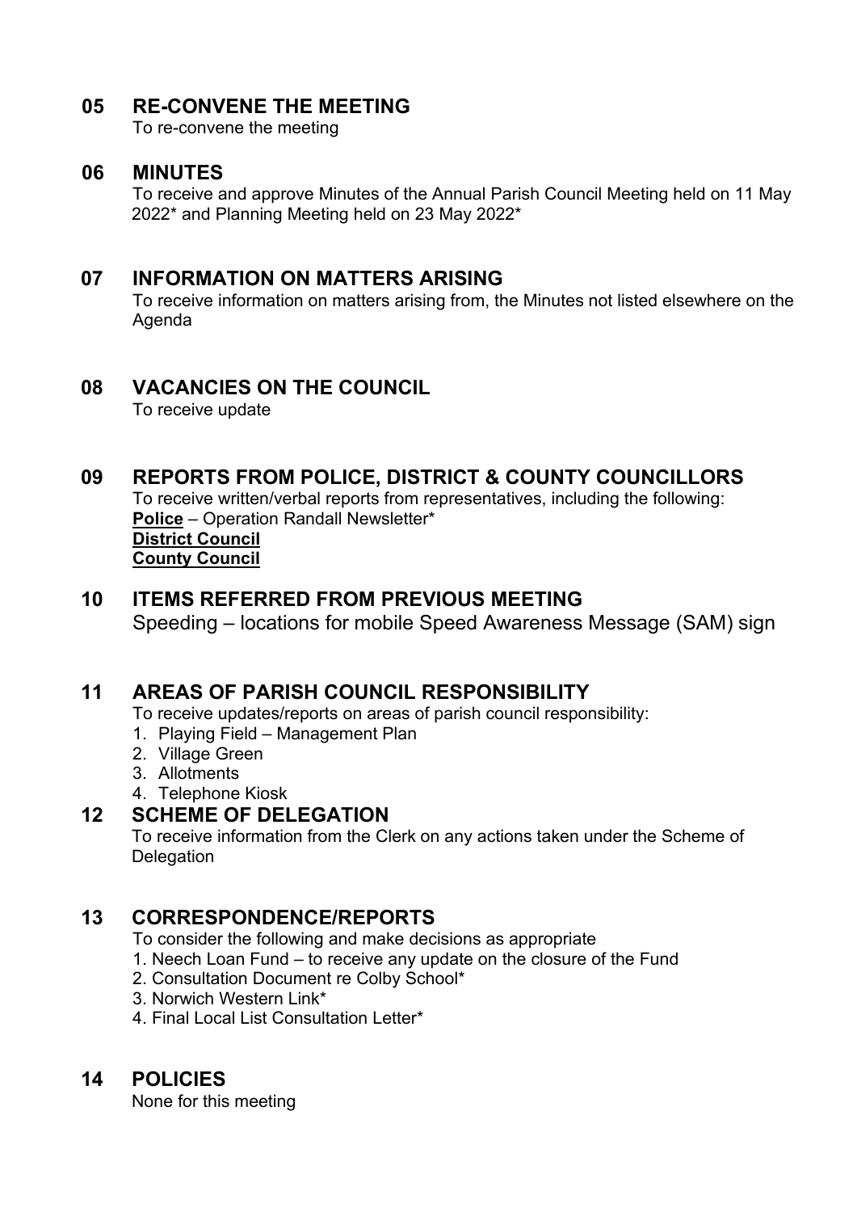## 05 RE-CONVENE THE MEETING

To re-convene the meeting

## 06 MINUTES

To receive and approve Minutes of the Annual Parish Council Meeting held on 11 May 2022* and Planning Meeting held on 23 May 2022*

## 07 INFORMATION ON MATTERS ARISING

To receive information on matters arising from, the Minutes not listed elsewhere on the Agenda

## 08 VACANCIES ON THE COUNCIL

To receive update

## 09 REPORTS FROM POLICE, DISTRICT & COUNTY COUNCILLORS

To receive written/verbal reports from representatives, including the following:
**Police** – Operation Randall Newsletter*
**District Council**
**County Council**

## 10 ITEMS REFERRED FROM PREVIOUS MEETING

Speeding – locations for mobile Speed Awareness Message (SAM) sign

## 11 AREAS OF PARISH COUNCIL RESPONSIBILITY

To receive updates/reports on areas of parish council responsibility:

1. Playing Field – Management Plan
2. Village Green
3. Allotments
4. Telephone Kiosk

## 12 SCHEME OF DELEGATION

To receive information from the Clerk on any actions taken under the Scheme of Delegation

## 13 CORRESPONDENCE/REPORTS

To consider the following and make decisions as appropriate

1. Neech Loan Fund – to receive any update on the closure of the Fund
2. Consultation Document re Colby School*
3. Norwich Western Link*
4. Final Local List Consultation Letter*

## 14 POLICIES

None for this meeting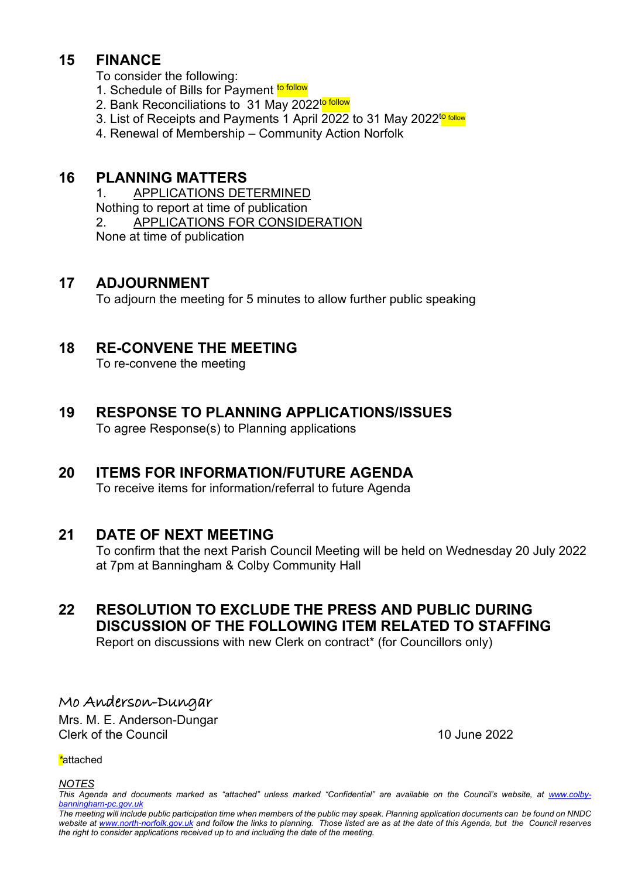## 15 FINANCE

To consider the following:

1. Schedule of Bills for Payment to follow
2. Bank Reconciliations to 31 May 2022 to follow
3. List of Receipts and Payments 1 April 2022 to 31 May 2022 to follow
4. Renewal of Membership – Community Action Norfolk

## 16 PLANNING MATTERS

1. APPLICATIONS DETERMINED

Nothing to report at time of publication

2. APPLICATIONS FOR CONSIDERATION

None at time of publication

## 17 ADJOURNMENT

To adjourn the meeting for 5 minutes to allow further public speaking

## 18 RE-CONVENE THE MEETING

To re-convene the meeting

## 19 RESPONSE TO PLANNING APPLICATIONS/ISSUES

To agree Response(s) to Planning applications

## 20 ITEMS FOR INFORMATION/FUTURE AGENDA

To receive items for information/referral to future Agenda

## 21 DATE OF NEXT MEETING

To confirm that the next Parish Council Meeting will be held on Wednesday 20 July 2022 at 7pm at Banningham & Colby Community Hall

## 22 RESOLUTION TO EXCLUDE THE PRESS AND PUBLIC DURING DISCUSSION OF THE FOLLOWING ITEM RELATED TO STAFFING

Report on discussions with new Clerk on contract* (for Councillors only)

*Mo Anderson-Dungar*

Mrs. M. E. Anderson-Dungar
Clerk of the Council

10 June 2022

*attached

*NOTES*

*This Agenda and documents marked as "attached" unless marked "Confidential" are available on the Council's website, at www.colby-banningham-pc.gov.uk*

*The meeting will include public participation time when members of the public may speak. Planning application documents can be found on NNDC website at www.north-norfolk.gov.uk and follow the links to planning. Those listed are as at the date of this Agenda, but the Council reserves the right to consider applications received up to and including the date of the meeting.*